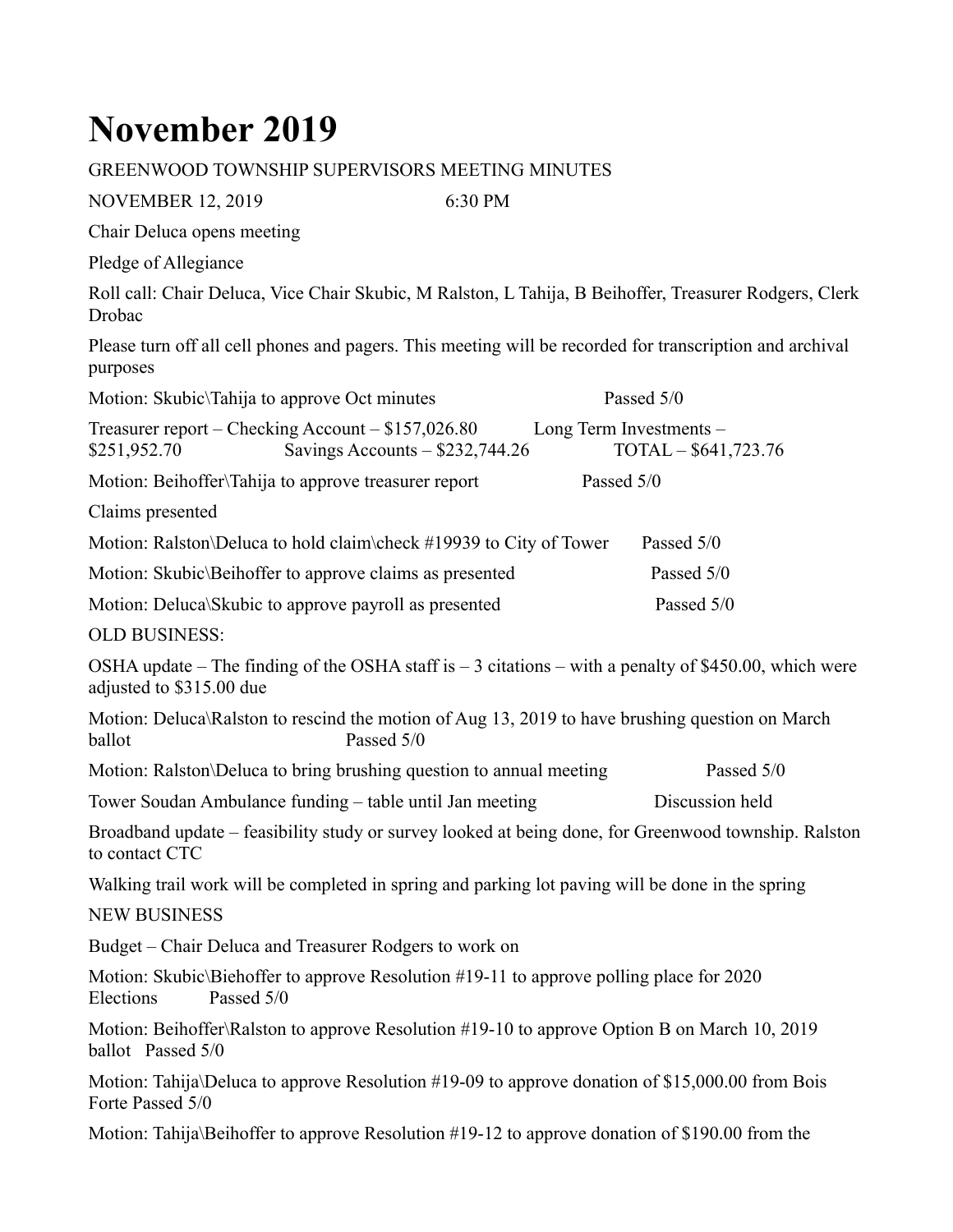# November 2019

GREENWOOD TOWNSHIP SUPERVISORS MEETING MINUTES

NOVEMBER 12, 2019 6:30 PM

Chair Deluca opens meeting

Pledge of Allegiance

Roll call: Chair Deluca, Vice Chair Skubic, M Ralston, L Tahija, B Beihoffer, Treasurer Rodgers, Clerk Drobac

Please turn off all cell phones and pagers. This meeting will be recorded for transcription and archival purposes

Motion: Skubic\Tahija to approve Oct minutes Passed 5/0

Treasurer report – Checking Account – $157,026.80 Long Term Investments – $251,952.70 Savings Accounts – $232,744.26 TOTAL – $641,723.76

Motion: Beihoffer\Tahija to approve treasurer report Passed 5/0

Claims presented

Motion: Ralston\Deluca to hold claim\check #19939 to City of Tower Passed 5/0

Motion: Skubic\Beihoffer to approve claims as presented Passed 5/0

Motion: Deluca\Skubic to approve payroll as presented Passed 5/0

OLD BUSINESS:

OSHA update – The finding of the OSHA staff is – 3 citations – with a penalty of $450.00, which were adjusted to $315.00 due

Motion: Deluca\Ralston to rescind the motion of Aug 13, 2019 to have brushing question on March ballot Passed 5/0

Motion: Ralston\Deluca to bring brushing question to annual meeting Passed 5/0

Tower Soudan Ambulance funding – table until Jan meeting Discussion held

Broadband update – feasibility study or survey looked at being done, for Greenwood township. Ralston to contact CTC

Walking trail work will be completed in spring and parking lot paving will be done in the spring

NEW BUSINESS

Budget – Chair Deluca and Treasurer Rodgers to work on

Motion: Skubic\Biehoffer to approve Resolution #19-11 to approve polling place for 2020 Elections Passed 5/0

Motion: Beihoffer\Ralston to approve Resolution #19-10 to approve Option B on March 10, 2019 ballot Passed 5/0

Motion: Tahija\Deluca to approve Resolution #19-09 to approve donation of $15,000.00 from Bois Forte Passed 5/0

Motion: Tahija\Beihoffer to approve Resolution #19-12 to approve donation of $190.00 from the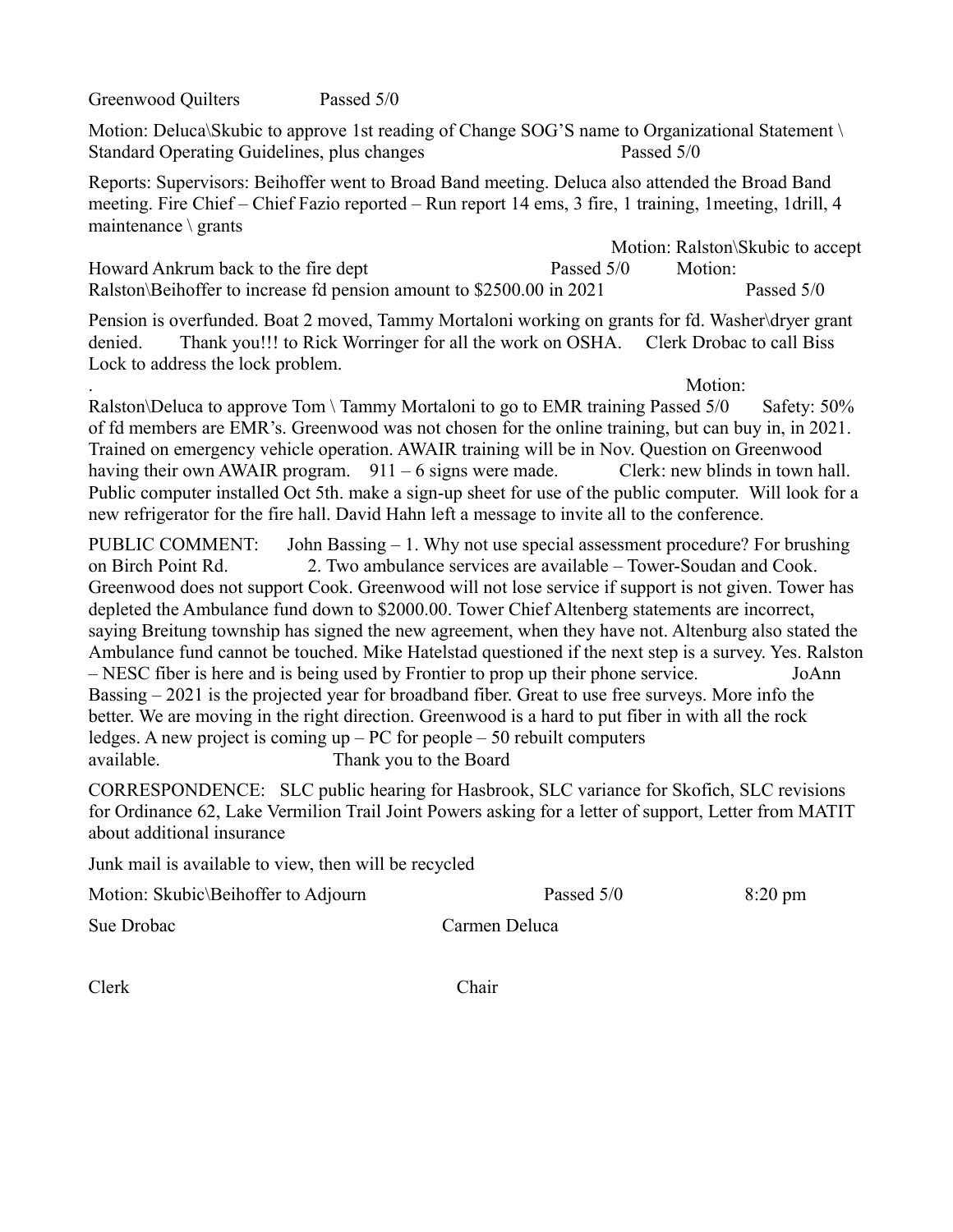Greenwood Quilters Passed 5/0

Motion: Deluca\Skubic to approve 1st reading of Change SOG'S name to Organizational Statement \ Standard Operating Guidelines, plus changes Passed 5/0

Reports: Supervisors: Beihoffer went to Broad Band meeting. Deluca also attended the Broad Band meeting. Fire Chief – Chief Fazio reported – Run report 14 ems, 3 fire, 1 training, 1meeting, 1drill, 4 maintenance \ grants

Motion: Ralston\Skubic to accept Howard Ankrum back to the fire dept Passed 5/0

Motion: Ralston\Beihoffer to increase fd pension amount to $2500.00 in 2021 Passed 5/0

Pension is overfunded. Boat 2 moved, Tammy Mortaloni working on grants for fd. Washer\dryer grant denied. Thank you!!! to Rick Worringer for all the work on OSHA. Clerk Drobac to call Biss Lock to address the lock problem.

Motion: Ralston\Deluca to approve Tom \ Tammy Mortaloni to go to EMR training Passed 5/0

Safety: 50% of fd members are EMR's. Greenwood was not chosen for the online training, but can buy in, in 2021. Trained on emergency vehicle operation. AWAIR training will be in Nov. Question on Greenwood having their own AWAIR program. 911 – 6 signs were made. Clerk: new blinds in town hall. Public computer installed Oct 5th. make a sign-up sheet for use of the public computer. Will look for a new refrigerator for the fire hall. David Hahn left a message to invite all to the conference.

PUBLIC COMMENT: John Bassing – 1. Why not use special assessment procedure? For brushing on Birch Point Rd. 2. Two ambulance services are available – Tower-Soudan and Cook. Greenwood does not support Cook. Greenwood will not lose service if support is not given. Tower has depleted the Ambulance fund down to $2000.00. Tower Chief Altenberg statements are incorrect, saying Breitung township has signed the new agreement, when they have not. Altenburg also stated the Ambulance fund cannot be touched. Mike Hatelstad questioned if the next step is a survey. Yes. Ralston – NESC fiber is here and is being used by Frontier to prop up their phone service. JoAnn Bassing – 2021 is the projected year for broadband fiber. Great to use free surveys. More info the better. We are moving in the right direction. Greenwood is a hard to put fiber in with all the rock ledges. A new project is coming up – PC for people – 50 rebuilt computers available. Thank you to the Board

CORRESPONDENCE: SLC public hearing for Hasbrook, SLC variance for Skofich, SLC revisions for Ordinance 62, Lake Vermilion Trail Joint Powers asking for a letter of support, Letter from MATIT about additional insurance

Junk mail is available to view, then will be recycled

Motion: Skubic\Beihoffer to Adjourn Passed 5/0 8:20 pm

Sue Drobac Carmen Deluca

Clerk Chair